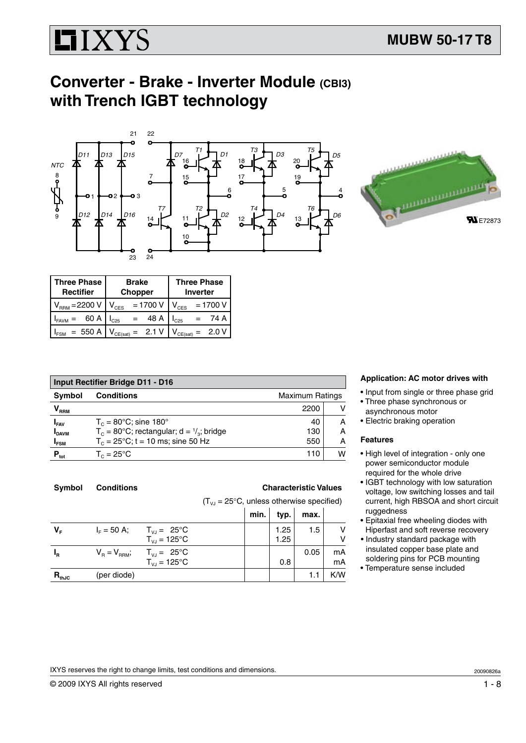# MUBW 50-17 T8

## Converter - Brake - Inverter Module (CBI3) with Trench IGBT technology

E72873

| Three Phase Rectifier | Brake Chopper | Three Phase Inverter |
|---|---|---|
| $V_{RRM}$ = 2200 V | $V_{CES}$ = 1700 V | $V_{CES}$ = 1700 V |
| $I_{FAVM}$ = 60 A | $I_{C25}$ = 48 A | $I_{C25}$ = 74 A |
| $I_{FSM}$ = 550 A | $V_{CE(sat)}$ = 2.1 V | $V_{CE(sat)}$ = 2.0 V |

### Input Rectifier Bridge D11 - D16

| Symbol | Conditions | Maximum Ratings | |
|---|---|---|---|
| $V_{RRM}$ | | 2200 | V |
| $I_{FAV}$ | $T_C$ = 80°C; sine 180° | 40 | A |
| $I_{DAVM}$ | $T_C$ = 80°C; rectangular; d = $^1/_3$; bridge | 130 | A |
| $I_{FSM}$ | $T_C$ = 25°C; t = 10 ms; sine 50 Hz | 550 | A |
| $P_{tot}$ | $T_C$ = 25°C | 110 | W |

| Symbol | Conditions | | min. | typ. | max. | |
|---|---|---|---|---|---|---|
| | Characteristic Values ($T_{VJ}$ = 25°C, unless otherwise specified) | | | | | |
| $V_F$ | $I_F$ = 50 A; | $T_{VJ}$ = 25°C | | 1.25 | 1.5 | V |
| | | $T_{VJ}$ = 125°C | | 1.25 | | V |
| $I_R$ | $V_R = V_{RRM}$; | $T_{VJ}$ = 25°C | | | 0.05 | mA |
| | | $T_{VJ}$ = 125°C | | 0.8 | | mA |
| $R_{thJC}$ | (per diode) | | | | 1.1 | K/W |

**Application: AC motor drives with**

- Input from single or three phase grid
- Three phase synchronous or asynchronous motor
- Electric braking operation

**Features**

- High level of integration - only one power semiconductor module required for the whole drive
- IGBT technology with low saturation voltage, low switching losses and tail current, high RBSOA and short circuit ruggedness
- Epitaxial free wheeling diodes with Hiperfast and soft reverse recovery
- Industry standard package with insulated copper base plate and soldering pins for PCB mounting
- Temperature sense included

IXYS reserves the right to change limits, test conditions and dimensions.

20090826a

© 2009 IXYS All rights reserved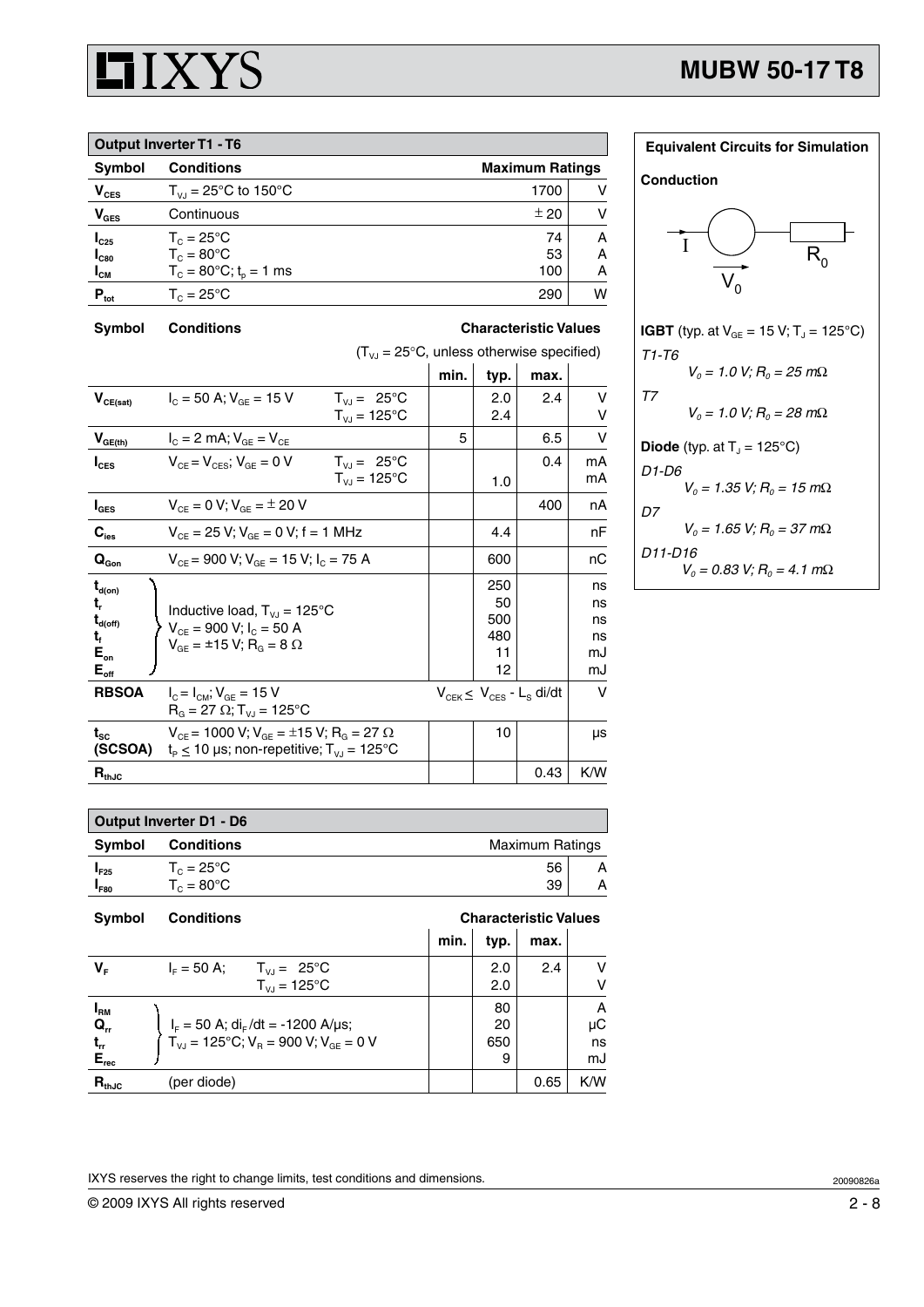## Output Inverter T1 - T6

| Symbol | Conditions | Maximum Ratings | |
|---|---|---|---|
| $V_{CES}$ | $T_{VJ}$ = 25°C to 150°C | 1700 | V |
| $V_{GES}$ | Continuous | ± 20 | V |
| $I_{C25}$ | $T_C$ = 25°C | 74 | A |
| $I_{C80}$ | $T_C$ = 80°C | 53 | A |
| $I_{CM}$ | $T_C$ = 80°C; $t_p$ = 1 ms | 100 | A |
| $P_{tot}$ | $T_C$ = 25°C | 290 | W |

**Characteristic Values** ($T_{VJ}$ = 25°C, unless otherwise specified)

| Symbol | Conditions | | min. | typ. | max. | |
|---|---|---|---|---|---|---|
| $V_{CE(sat)}$ | $I_C$ = 50 A; $V_{GE}$ = 15 V | $T_{VJ}$ = 25°C | | 2.0 | 2.4 | V |
| | | $T_{VJ}$ = 125°C | | 2.4 | | V |
| $V_{GE(th)}$ | $I_C$ = 2 mA; $V_{GE}$ = $V_{CE}$ | | 5 | | 6.5 | V |
| $I_{CES}$ | $V_{CE}$ = $V_{CES}$; $V_{GE}$ = 0 V | $T_{VJ}$ = 25°C | | | 0.4 | mA |
| | | $T_{VJ}$ = 125°C | | 1.0 | | mA |
| $I_{GES}$ | $V_{CE}$ = 0 V; $V_{GE}$ = ± 20 V | | | | 400 | nA |
| $C_{ies}$ | $V_{CE}$ = 25 V; $V_{GE}$ = 0 V; f = 1 MHz | | | 4.4 | | nF |
| $Q_{Gon}$ | $V_{CE}$ = 900 V; $V_{GE}$ = 15 V; $I_C$ = 75 A | | | 600 | | nC |
| $t_{d(on)}$ | Inductive load, $T_{VJ}$ = 125°C; $V_{CE}$ = 900 V; $I_C$ = 50 A; $V_{GE}$ = ±15 V; $R_G$ = 8 Ω | | | 250 | | ns |
| $t_r$ | | | | 50 | | ns |
| $t_{d(off)}$ | | | | 500 | | ns |
| $t_f$ | | | | 480 | | ns |
| $E_{on}$ | | | | 11 | | mJ |
| $E_{off}$ | | | | 12 | | mJ |
| **RBSOA** | $I_C$ = $I_{CM}$; $V_{GE}$ = 15 V; $R_G$ = 27 Ω; $T_{VJ}$ = 125°C | | $V_{CEK}$ ≤ $V_{CES}$ - $L_S$ di/dt | | | V |
| $t_{SC}$ **(SCSOA)** | $V_{CE}$ = 1000 V; $V_{GE}$ = ±15 V; $R_G$ = 27 Ω; $t_p$ ≤ 10 µs; non-repetitive; $T_{VJ}$ = 125°C | | | 10 | | µs |
| $R_{thJC}$ | | | | | 0.43 | K/W |

## Output Inverter D1 - D6

| Symbol | Conditions | Maximum Ratings | |
|---|---|---|---|
| $I_{F25}$ | $T_C$ = 25°C | 56 | A |
| $I_{F80}$ | $T_C$ = 80°C | 39 | A |

**Characteristic Values**

| Symbol | Conditions | | min. | typ. | max. | |
|---|---|---|---|---|---|---|
| $V_F$ | $I_F$ = 50 A; | $T_{VJ}$ = 25°C | | 2.0 | 2.4 | V |
| | | $T_{VJ}$ = 125°C | | 2.0 | | V |
| $I_{RM}$ | $I_F$ = 50 A; $di_F/dt$ = -1200 A/µs; $T_{VJ}$ = 125°C; $V_R$ = 900 V; $V_{GE}$ = 0 V | | | 80 | | A |
| $Q_{rr}$ | | | | 20 | | µC |
| $t_{rr}$ | | | | 650 | | ns |
| $E_{rec}$ | | | | 9 | | mJ |
| $R_{thJC}$ | (per diode) | | | | 0.65 | K/W |

## Equivalent Circuits for Simulation

**Conduction**

I → $V_0$ — $R_0$

**IGBT** (typ. at $V_{GE}$ = 15 V; $T_J$ = 125°C)

*T1-T6*
$V_0$ = 1.0 V; $R_0$ = 25 mΩ

*T7*
$V_0$ = 1.0 V; $R_0$ = 28 mΩ

**Diode** (typ. at $T_J$ = 125°C)

*D1-D6*
$V_0$ = 1.35 V; $R_0$ = 15 mΩ

*D7*
$V_0$ = 1.65 V; $R_0$ = 37 mΩ

*D11-D16*
$V_0$ = 0.83 V; $R_0$ = 4.1 mΩ

IXYS reserves the right to change limits, test conditions and dimensions.

20090826a

© 2009 IXYS All rights reserved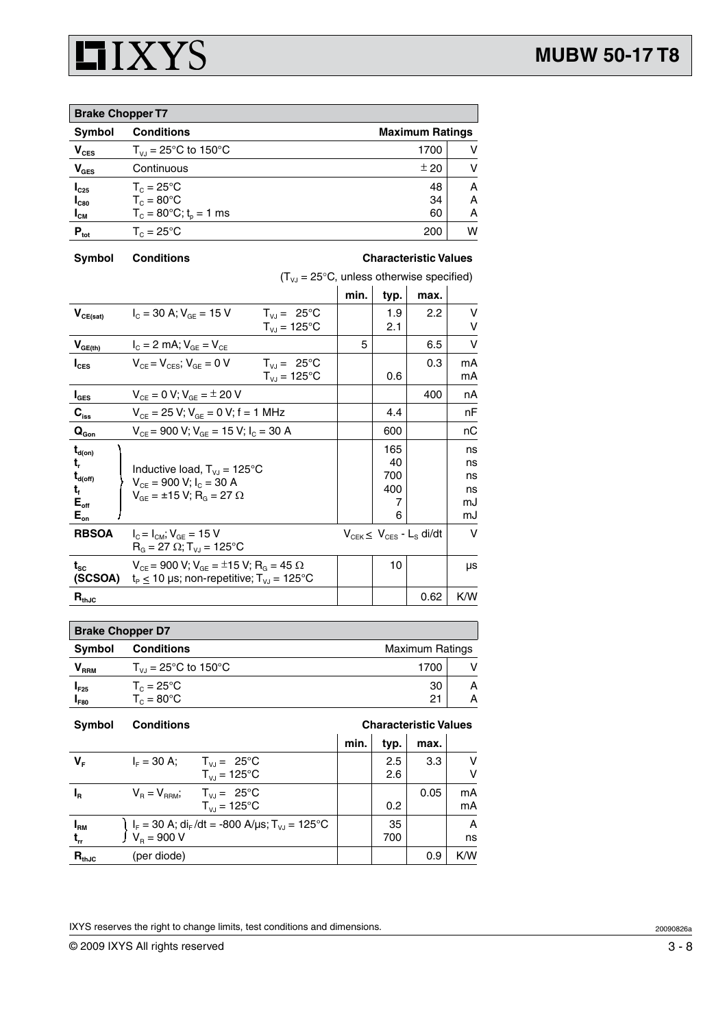## Brake Chopper T7

| Symbol | Conditions | Maximum Ratings | |
|---|---|---|---|
| $V_{CES}$ | $T_{VJ}$ = 25°C to 150°C | 1700 | V |
| $V_{GES}$ | Continuous | ± 20 | V |
| $I_{C25}$<br>$I_{C80}$<br>$I_{CM}$ | $T_C$ = 25°C<br>$T_C$ = 80°C<br>$T_C$ = 80°C; $t_p$ = 1 ms | 48<br>34<br>60 | A<br>A<br>A |
| $P_{tot}$ | $T_C$ = 25°C | 200 | W |

**Characteristic Values** ($T_{VJ}$ = 25°C, unless otherwise specified)

| Symbol | Conditions | | min. | typ. | max. | |
|---|---|---|---|---|---|---|
| $V_{CE(sat)}$ | $I_C$ = 30 A; $V_{GE}$ = 15 V | $T_{VJ}$ = 25°C<br>$T_{VJ}$ = 125°C | | 1.9<br>2.1 | 2.2 | V<br>V |
| $V_{GE(th)}$ | $I_C$ = 2 mA; $V_{GE}$ = $V_{CE}$ | | 5 | | 6.5 | V |
| $I_{CES}$ | $V_{CE}$ = $V_{CES}$; $V_{GE}$ = 0 V | $T_{VJ}$ = 25°C<br>$T_{VJ}$ = 125°C | | <br>0.6 | 0.3 | mA<br>mA |
| $I_{GES}$ | $V_{CE}$ = 0 V; $V_{GE}$ = ± 20 V | | | | 400 | nA |
| $C_{ies}$ | $V_{CE}$ = 25 V; $V_{GE}$ = 0 V; f = 1 MHz | | | 4.4 | | nF |
| $Q_{Gon}$ | $V_{CE}$ = 900 V; $V_{GE}$ = 15 V; $I_C$ = 30 A | | | 600 | | nC |
| $t_{d(on)}$<br>$t_r$<br>$t_{d(off)}$<br>$t_f$<br>$E_{off}$<br>$E_{on}$ | Inductive load, $T_{VJ}$ = 125°C<br>$V_{CE}$ = 900 V; $I_C$ = 30 A<br>$V_{GE}$ = ±15 V; $R_G$ = 27 Ω | | | 165<br>40<br>700<br>400<br>7<br>6 | | ns<br>ns<br>ns<br>ns<br>mJ<br>mJ |
| **RBSOA** | $I_C$ = $I_{CM}$; $V_{GE}$ = 15 V<br>$R_G$ = 27 Ω; $T_{VJ}$ = 125°C | | $V_{CEK} \leq V_{CES} - L_S$ di/dt | | | V |
| $t_{SC}$<br>**(SCSOA)** | $V_{CE}$ = 900 V; $V_{GE}$ = ±15 V; $R_G$ = 45 Ω<br>$t_P$ ≤ 10 µs; non-repetitive; $T_{VJ}$ = 125°C | | | 10 | | µs |
| $R_{thJC}$ | | | | | 0.62 | K/W |

## Brake Chopper D7

| Symbol | Conditions | Maximum Ratings | |
|---|---|---|---|
| $V_{RRM}$ | $T_{VJ}$ = 25°C to 150°C | 1700 | V |
| $I_{F25}$<br>$I_{F80}$ | $T_C$ = 25°C<br>$T_C$ = 80°C | 30<br>21 | A<br>A |

**Characteristic Values**

| Symbol | Conditions | | min. | typ. | max. | |
|---|---|---|---|---|---|---|
| $V_F$ | $I_F$ = 30 A; | $T_{VJ}$ = 25°C<br>$T_{VJ}$ = 125°C | | 2.5<br>2.6 | 3.3 | V<br>V |
| $I_R$ | $V_R$ = $V_{RRM}$; | $T_{VJ}$ = 25°C<br>$T_{VJ}$ = 125°C | | <br>0.2 | 0.05 | mA<br>mA |
| $I_{RM}$<br>$t_{rr}$ | $I_F$ = 30 A; $di_F/dt$ = -800 A/µs; $T_{VJ}$ = 125°C<br>$V_R$ = 900 V | | | 35<br>700 | | A<br>ns |
| $R_{thJC}$ | (per diode) | | | | 0.9 | K/W |

IXYS reserves the right to change limits, test conditions and dimensions.

20090826a

© 2009 IXYS All rights reserved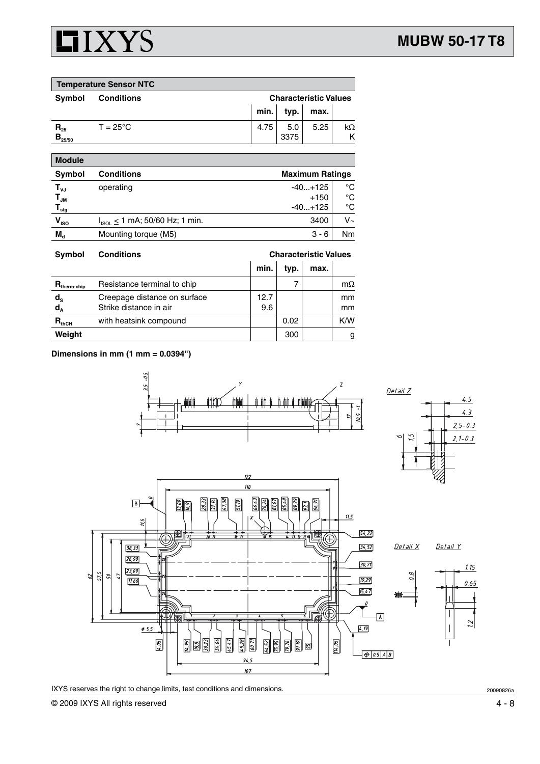## Temperature Sensor NTC

| Symbol | Conditions | Characteristic Values | | | |
|---|---|---|---|---|---|
| | | min. | typ. | max. | |
| $R_{25}$ | T = 25°C | 4.75 | 5.0 | 5.25 | kΩ |
| $B_{25/50}$ | | | 3375 | | K |

## Module

| Symbol | Conditions | Maximum Ratings | |
|---|---|---|---|
| $T_{VJ}$ | operating | -40...+125 | °C |
| $T_{JM}$ | | +150 | °C |
| $T_{stg}$ | | -40...+125 | °C |
| $V_{ISO}$ | $I_{ISOL} \leq 1$ mA; 50/60 Hz; 1 min. | 3400 | V~ |
| $M_d$ | Mounting torque (M5) | 3 - 6 | Nm |

| Symbol | Conditions | Characteristic Values | | | |
|---|---|---|---|---|---|
| | | min. | typ. | max. | |
| $R_{therm\text{-}chip}$ | Resistance terminal to chip | | 7 | | mΩ |
| $d_S$ | Creepage distance on surface | 12.7 | | | mm |
| $d_A$ | Strike distance in air | 9.6 | | | mm |
| $R_{thCH}$ | with heatsink compound | | 0.02 | | K/W |
| Weight | | | 300 | | g |

**Dimensions in mm (1 mm = 0.0394")**

IXYS reserves the right to change limits, test conditions and dimensions.

20090826a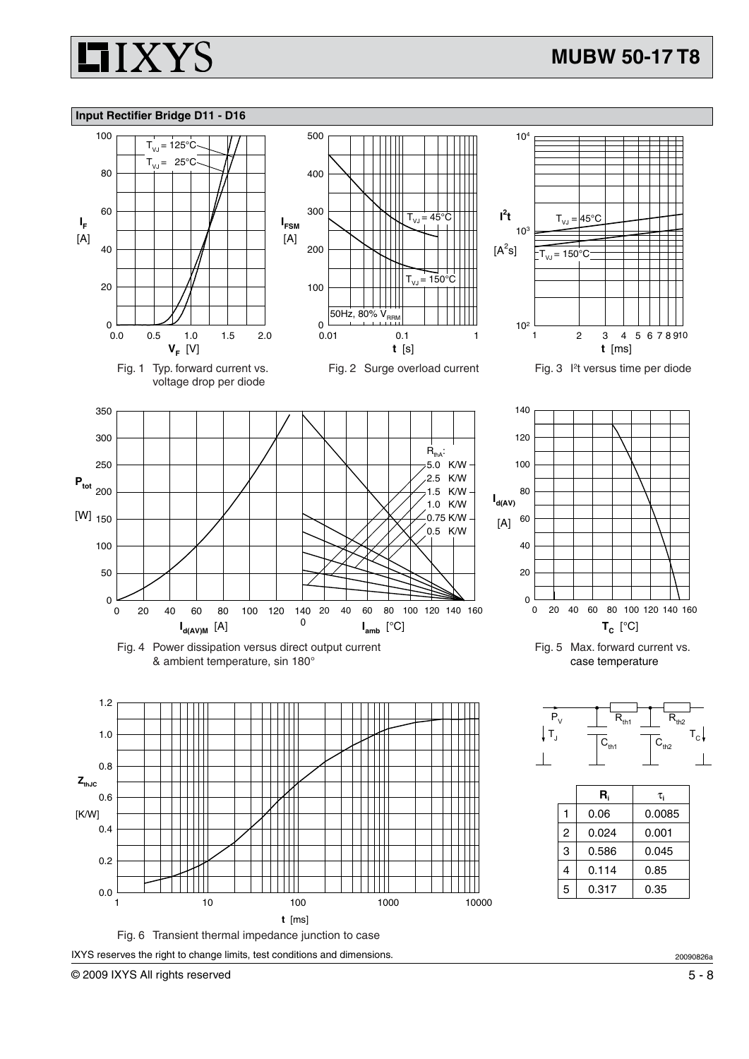## Input Rectifier Bridge D11 - D16

Fig. 1 Typ. forward current vs. voltage drop per diode

Fig. 2 Surge overload current

Fig. 3 $I^2t$ versus time per diode

Fig. 4 Power dissipation versus direct output current & ambient temperature, sin 180°

Fig. 5 Max. forward current vs. case temperature

Fig. 6 Transient thermal impedance junction to case

|   | $R_i$ | $\tau_i$ |
|---|---|---|
| 1 | 0.06 | 0.0085 |
| 2 | 0.024 | 0.001 |
| 3 | 0.586 | 0.045 |
| 4 | 0.114 | 0.85 |
| 5 | 0.317 | 0.35 |

IXYS reserves the right to change limits, test conditions and dimensions.

20090826a

© 2009 IXYS All rights reserved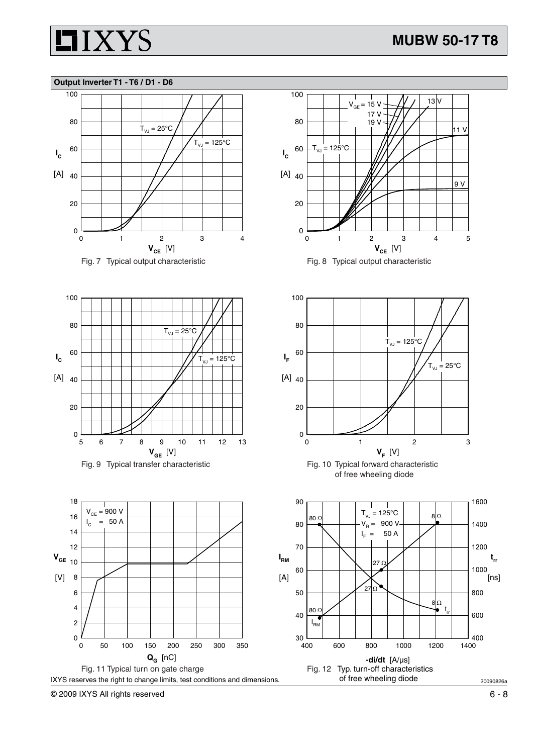## Output Inverter T1 - T6 / D1 - D6

Fig. 7 Typical output characteristic

Fig. 8 Typical output characteristic

Fig. 9 Typical transfer characteristic

Fig. 10 Typical forward characteristic of free wheeling diode

Fig. 11 Typical turn on gate charge

Fig. 12 Typ. turn-off characteristics of free wheeling diode

IXYS reserves the right to change limits, test conditions and dimensions.

20090826a

© 2009 IXYS All rights reserved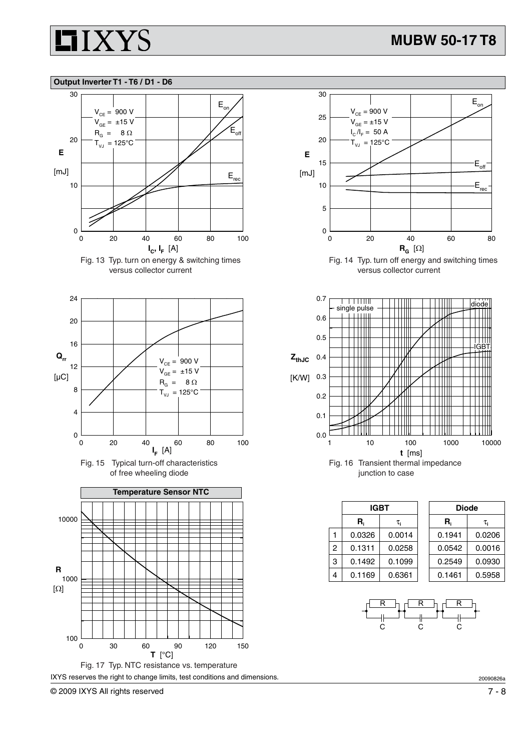## Output Inverter T1 - T6 / D1 - D6

Fig. 13 Typ. turn on energy & switching times versus collector current

Fig. 14 Typ. turn off energy and switching times versus collector current

Fig. 15 Typical turn-off characteristics of free wheeling diode

Fig. 16 Transient thermal impedance junction to case

| | IGBT | | Diode | |
|---|---|---|---|---|
| | $R_i$ | $\tau_i$ | $R_i$ | $\tau_i$ |
| 1 | 0.0326 | 0.0014 | 0.1941 | 0.0206 |
| 2 | 0.1311 | 0.0258 | 0.0542 | 0.0016 |
| 3 | 0.1492 | 0.1099 | 0.2549 | 0.0930 |
| 4 | 0.1169 | 0.6361 | 0.1461 | 0.5958 |

**Temperature Sensor NTC**

Fig. 17 Typ. NTC resistance vs. temperature

IXYS reserves the right to change limits, test conditions and dimensions.

20090826a

© 2009 IXYS All rights reserved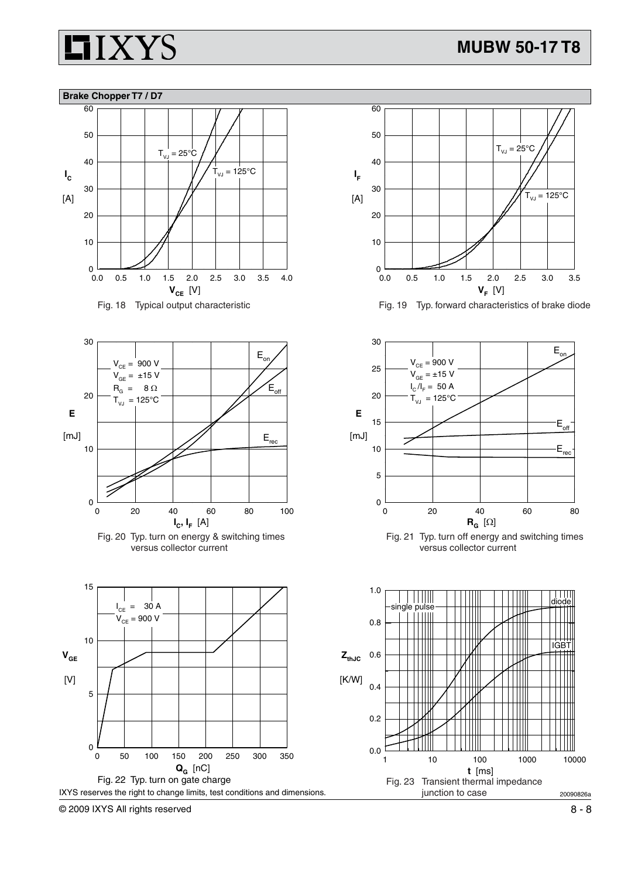## Brake Chopper T7 / D7

$I_C$ [A]

60, 50, 40, 30, 20, 10, 0

$T_{VJ}$ = 25°C

$T_{VJ}$ = 125°C

0.0 0.5 1.0 1.5 2.0 2.5 3.0 3.5 4.0

$V_{CE}$ [V]

Fig. 18 Typical output characteristic

$I_F$ [A]

60, 50, 40, 30, 20, 10, 0

$T_{VJ}$ = 25°C

$T_{VJ}$ = 125°C

0.0 0.5 1.0 1.5 2.0 2.5 3.0 3.5

$V_F$ [V]

Fig. 19 Typ. forward characteristics of brake diode

E [mJ]

30, 20, 10, 0

$V_{CE}$ = 900 V
$V_{GE}$ = ±15 V
$R_G$ = 8 Ω
$T_{VJ}$ = 125°C

$E_{on}$

$E_{off}$

$E_{rec}$

0 20 40 60 80 100

$I_C$, $I_F$ [A]

Fig. 20 Typ. turn on energy & switching times versus collector current

E [mJ]

30, 25, 20, 15, 10, 5, 0

$V_{CE}$ = 900 V
$V_{GE}$ = ±15 V
$I_C$ / $I_F$ = 50 A
$T_{VJ}$ = 125°C

$E_{on}$

$E_{off}$

$E_{rec}$

0 20 40 60 80

$R_G$ [Ω]

Fig. 21 Typ. turn off energy and switching times versus collector current

$V_{GE}$ [V]

15, 10, 5, 0

$I_{CE}$ = 30 A
$V_{CE}$ = 900 V

0 50 100 150 200 250 300 350

$Q_G$ [nC]

Fig. 22 Typ. turn on gate charge

$Z_{thJC}$ [K/W]

1.0, 0.8, 0.6, 0.4, 0.2, 0.0

single pulse

diode

IGBT

1 10 100 1000 10000

t [ms]

Fig. 23 Transient thermal impedance junction to case

IXYS reserves the right to change limits, test conditions and dimensions.

20090826a

© 2009 IXYS All rights reserved